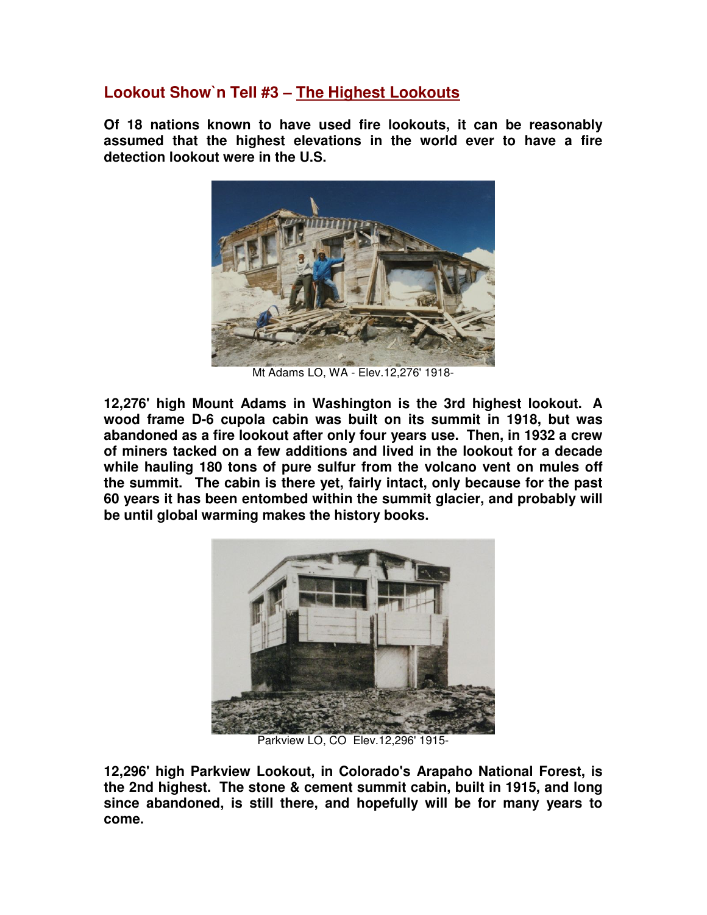## Lookout Show`n Tell #3 – The Highest Lookouts

**Of 18 nations known to have used fire lookouts, it can be reasonably assumed that the highest elevations in the world ever to have a fire detection lookout were in the U.S.**

Mt Adams LO, WA - Elev.12,276' 1918-

**12,276' high Mount Adams in Washington is the 3rd highest lookout. A wood frame D-6 cupola cabin was built on its summit in 1918, but was abandoned as a fire lookout after only four years use. Then, in 1932 a crew of miners tacked on a few additions and lived in the lookout for a decade while hauling 180 tons of pure sulfur from the volcano vent on mules off the summit. The cabin is there yet, fairly intact, only because for the past 60 years it has been entombed within the summit glacier, and probably will be until global warming makes the history books.**

Parkview LO, CO Elev.12,296' 1915-

**12,296' high Parkview Lookout, in Colorado's Arapaho National Forest, is the 2nd highest. The stone & cement summit cabin, built in 1915, and long since abandoned, is still there, and hopefully will be for many years to come.**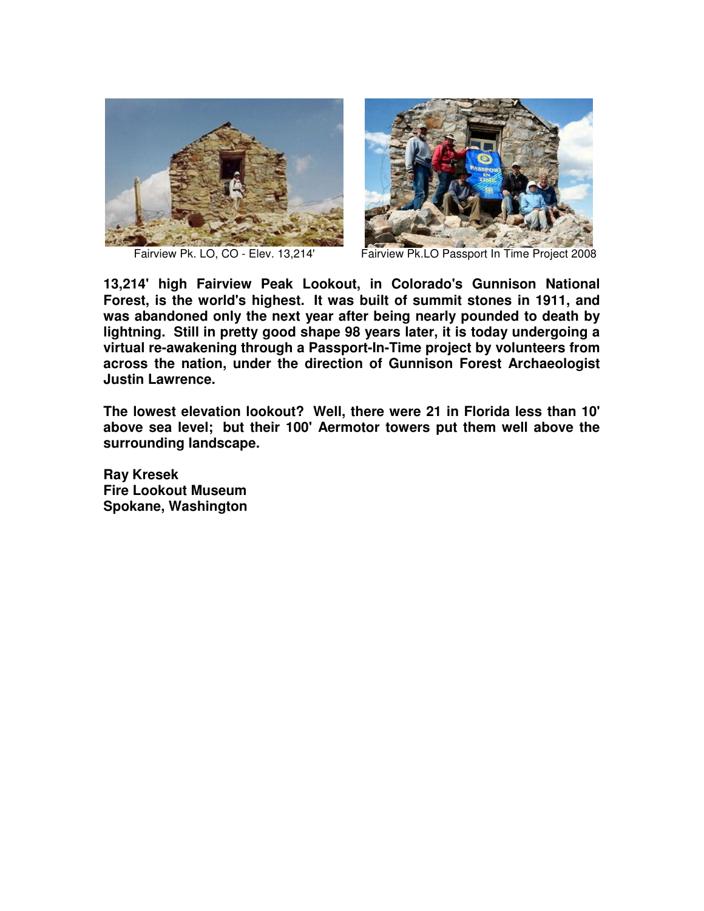Fairview Pk. LO, CO - Elev. 13,214'

Fairview Pk.LO Passport In Time Project 2008

**13,214' high Fairview Peak Lookout, in Colorado's Gunnison National Forest, is the world's highest. It was built of summit stones in 1911, and was abandoned only the next year after being nearly pounded to death by lightning. Still in pretty good shape 98 years later, it is today undergoing a virtual re-awakening through a Passport-In-Time project by volunteers from across the nation, under the direction of Gunnison Forest Archaeologist Justin Lawrence.**

**The lowest elevation lookout? Well, there were 21 in Florida less than 10' above sea level; but their 100' Aermotor towers put them well above the surrounding landscape.**

**Ray Kresek**
**Fire Lookout Museum**
**Spokane, Washington**